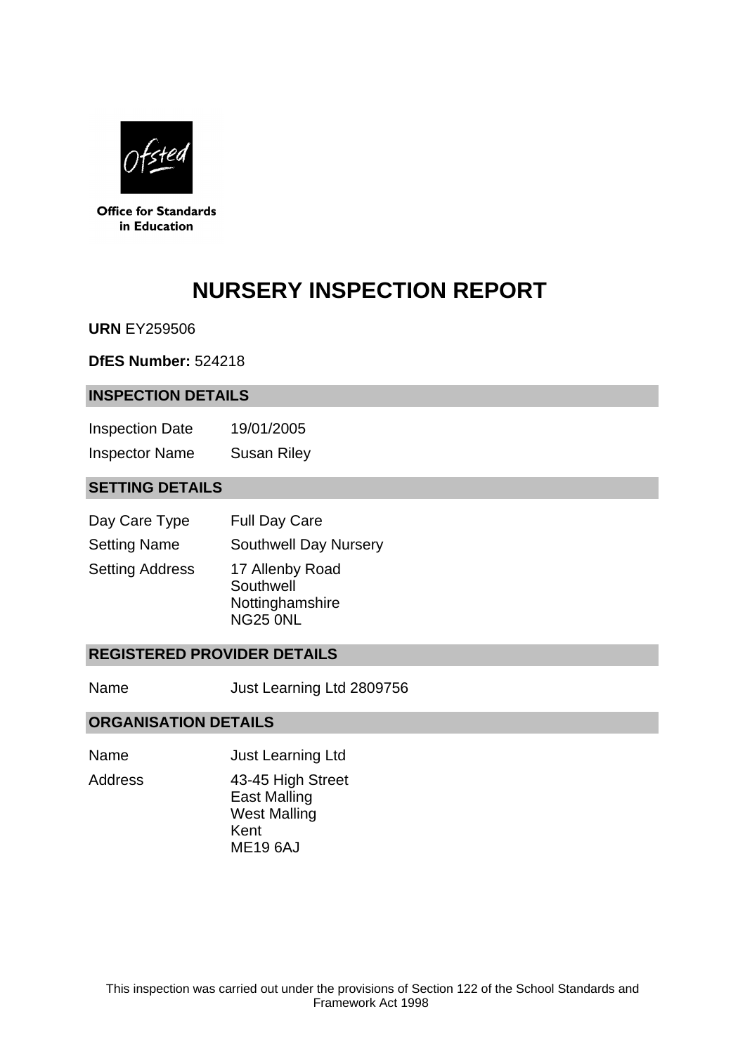Office for Standards in Education

# NURSERY INSPECTION REPORT

**URN** EY259506

**DfES Number:** 524218

## INSPECTION DETAILS

| | |
|---|---|
| Inspection Date | 19/01/2005 |
| Inspector Name | Susan Riley |

## SETTING DETAILS

| | |
|---|---|
| Day Care Type | Full Day Care |
| Setting Name | Southwell Day Nursery |
| Setting Address | 17 Allenby Road<br>Southwell<br>Nottinghamshire<br>NG25 0NL |

## REGISTERED PROVIDER DETAILS

| | |
|---|---|
| Name | Just Learning Ltd 2809756 |

## ORGANISATION DETAILS

| | |
|---|---|
| Name | Just Learning Ltd |
| Address | 43-45 High Street<br>East Malling<br>West Malling<br>Kent<br>ME19 6AJ |

This inspection was carried out under the provisions of Section 122 of the School Standards and Framework Act 1998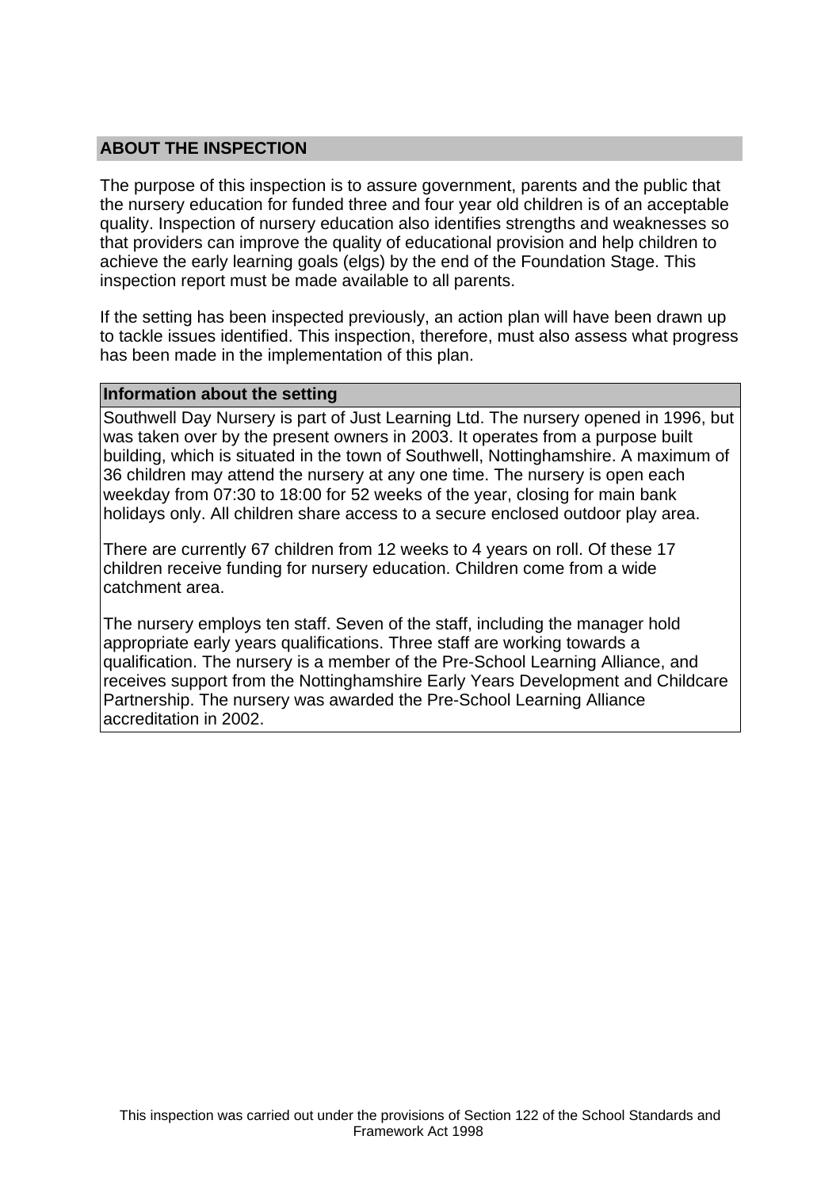## ABOUT THE INSPECTION

The purpose of this inspection is to assure government, parents and the public that the nursery education for funded three and four year old children is of an acceptable quality. Inspection of nursery education also identifies strengths and weaknesses so that providers can improve the quality of educational provision and help children to achieve the early learning goals (elgs) by the end of the Foundation Stage. This inspection report must be made available to all parents.

If the setting has been inspected previously, an action plan will have been drawn up to tackle issues identified. This inspection, therefore, must also assess what progress has been made in the implementation of this plan.

### Information about the setting

Southwell Day Nursery is part of Just Learning Ltd. The nursery opened in 1996, but was taken over by the present owners in 2003. It operates from a purpose built building, which is situated in the town of Southwell, Nottinghamshire. A maximum of 36 children may attend the nursery at any one time. The nursery is open each weekday from 07:30 to 18:00 for 52 weeks of the year, closing for main bank holidays only. All children share access to a secure enclosed outdoor play area.

There are currently 67 children from 12 weeks to 4 years on roll. Of these 17 children receive funding for nursery education. Children come from a wide catchment area.

The nursery employs ten staff. Seven of the staff, including the manager hold appropriate early years qualifications. Three staff are working towards a qualification. The nursery is a member of the Pre-School Learning Alliance, and receives support from the Nottinghamshire Early Years Development and Childcare Partnership. The nursery was awarded the Pre-School Learning Alliance accreditation in 2002.

This inspection was carried out under the provisions of Section 122 of the School Standards and Framework Act 1998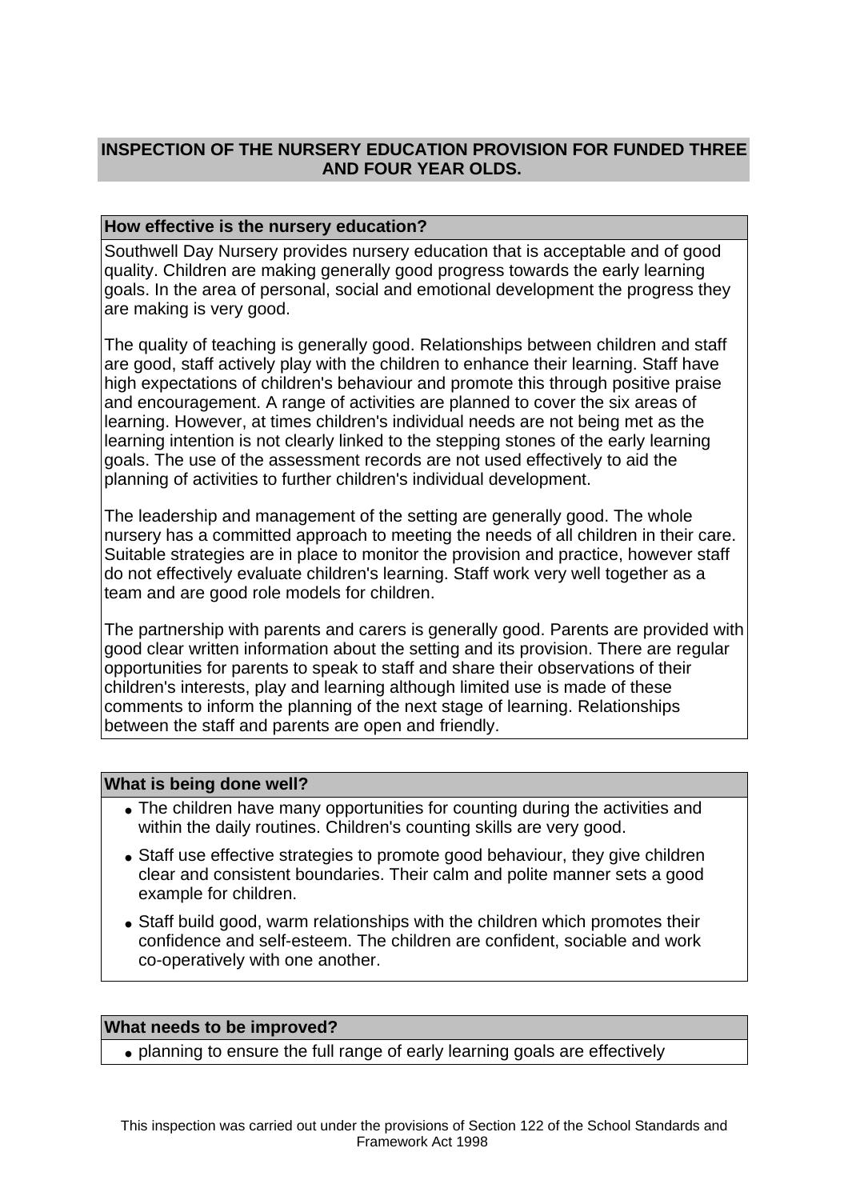## INSPECTION OF THE NURSERY EDUCATION PROVISION FOR FUNDED THREE AND FOUR YEAR OLDS.

### How effective is the nursery education?

Southwell Day Nursery provides nursery education that is acceptable and of good quality. Children are making generally good progress towards the early learning goals. In the area of personal, social and emotional development the progress they are making is very good.

The quality of teaching is generally good. Relationships between children and staff are good, staff actively play with the children to enhance their learning. Staff have high expectations of children's behaviour and promote this through positive praise and encouragement. A range of activities are planned to cover the six areas of learning. However, at times children's individual needs are not being met as the learning intention is not clearly linked to the stepping stones of the early learning goals. The use of the assessment records are not used effectively to aid the planning of activities to further children's individual development.

The leadership and management of the setting are generally good. The whole nursery has a committed approach to meeting the needs of all children in their care. Suitable strategies are in place to monitor the provision and practice, however staff do not effectively evaluate children's learning. Staff work very well together as a team and are good role models for children.

The partnership with parents and carers is generally good. Parents are provided with good clear written information about the setting and its provision. There are regular opportunities for parents to speak to staff and share their observations of their children's interests, play and learning although limited use is made of these comments to inform the planning of the next stage of learning. Relationships between the staff and parents are open and friendly.

### What is being done well?

- The children have many opportunities for counting during the activities and within the daily routines. Children's counting skills are very good.
- Staff use effective strategies to promote good behaviour, they give children clear and consistent boundaries. Their calm and polite manner sets a good example for children.
- Staff build good, warm relationships with the children which promotes their confidence and self-esteem. The children are confident, sociable and work co-operatively with one another.

### What needs to be improved?

- planning to ensure the full range of early learning goals are effectively

This inspection was carried out under the provisions of Section 122 of the School Standards and Framework Act 1998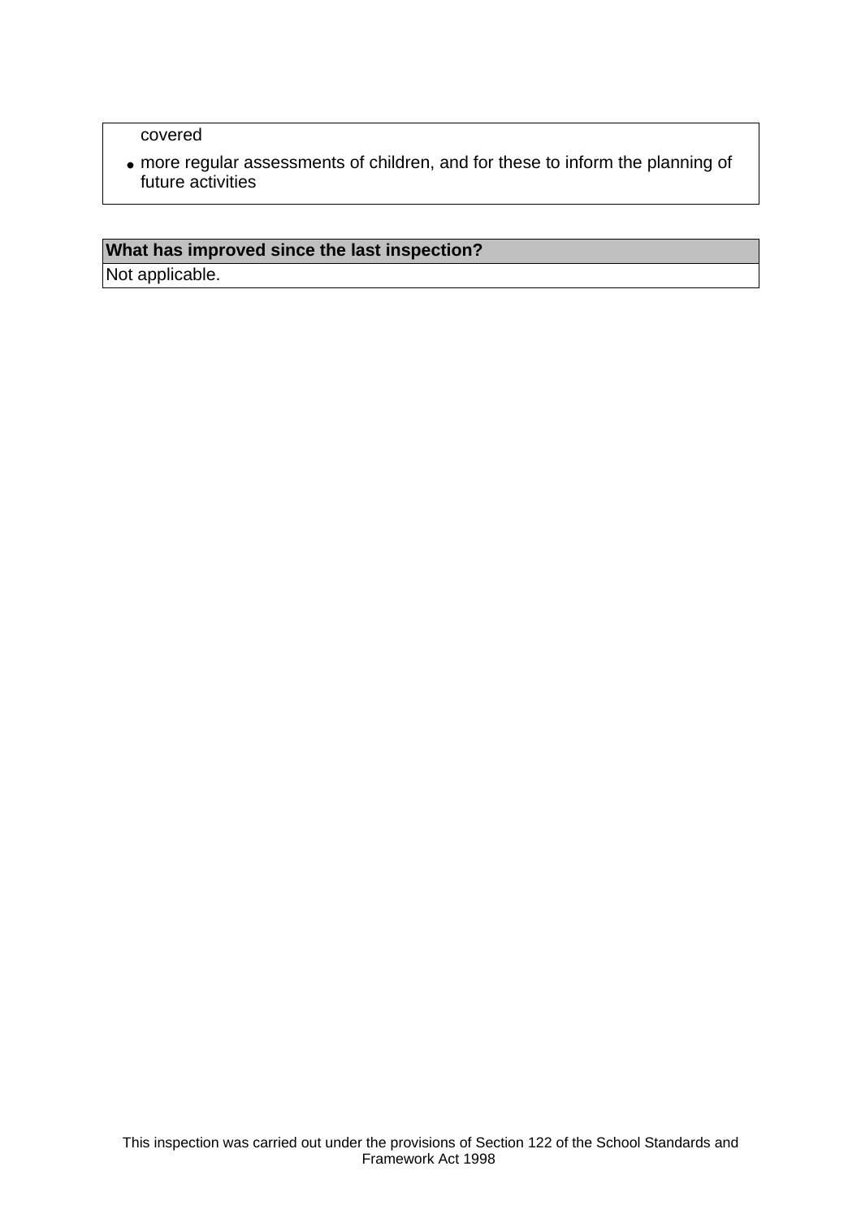covered

- more regular assessments of children, and for these to inform the planning of future activities

| What has improved since the last inspection? |
| --- |
| Not applicable. |

This inspection was carried out under the provisions of Section 122 of the School Standards and Framework Act 1998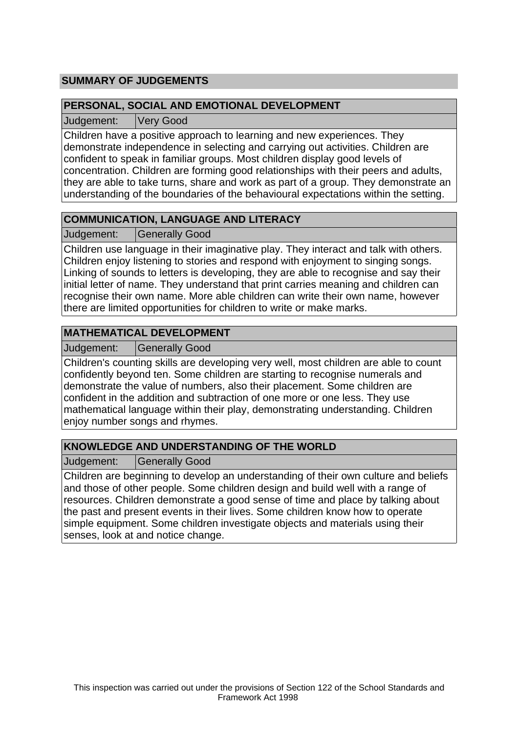## SUMMARY OF JUDGEMENTS

### PERSONAL, SOCIAL AND EMOTIONAL DEVELOPMENT

| | |
|---|---|
| Judgement: | Very Good |

Children have a positive approach to learning and new experiences. They demonstrate independence in selecting and carrying out activities. Children are confident to speak in familiar groups. Most children display good levels of concentration. Children are forming good relationships with their peers and adults, they are able to take turns, share and work as part of a group. They demonstrate an understanding of the boundaries of the behavioural expectations within the setting.

### COMMUNICATION, LANGUAGE AND LITERACY

| | |
|---|---|
| Judgement: | Generally Good |

Children use language in their imaginative play. They interact and talk with others. Children enjoy listening to stories and respond with enjoyment to singing songs. Linking of sounds to letters is developing, they are able to recognise and say their initial letter of name. They understand that print carries meaning and children can recognise their own name. More able children can write their own name, however there are limited opportunities for children to write or make marks.

### MATHEMATICAL DEVELOPMENT

| | |
|---|---|
| Judgement: | Generally Good |

Children's counting skills are developing very well, most children are able to count confidently beyond ten. Some children are starting to recognise numerals and demonstrate the value of numbers, also their placement. Some children are confident in the addition and subtraction of one more or one less. They use mathematical language within their play, demonstrating understanding. Children enjoy number songs and rhymes.

### KNOWLEDGE AND UNDERSTANDING OF THE WORLD

| | |
|---|---|
| Judgement: | Generally Good |

Children are beginning to develop an understanding of their own culture and beliefs and those of other people. Some children design and build well with a range of resources. Children demonstrate a good sense of time and place by talking about the past and present events in their lives. Some children know how to operate simple equipment. Some children investigate objects and materials using their senses, look at and notice change.

This inspection was carried out under the provisions of Section 122 of the School Standards and Framework Act 1998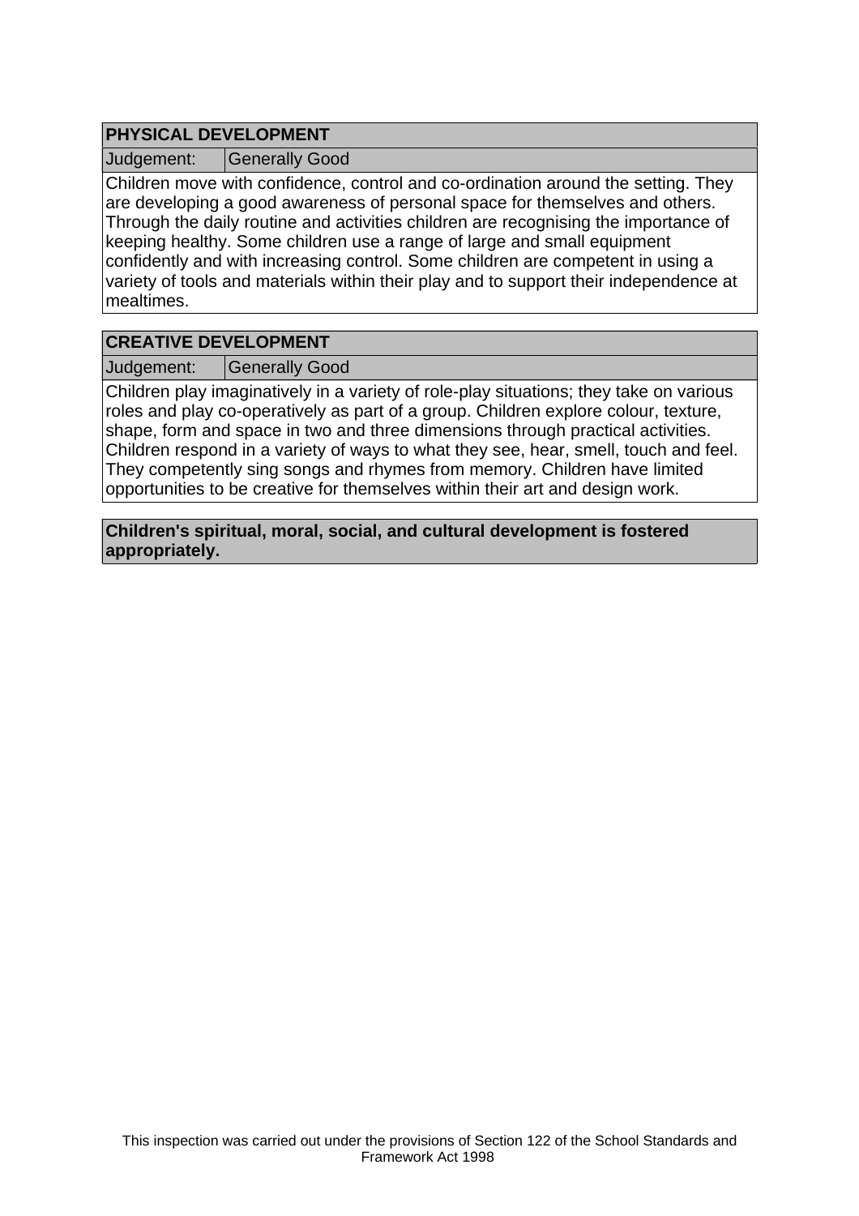| PHYSICAL DEVELOPMENT | |
|---|---|
| Judgement: | Generally Good |

Children move with confidence, control and co-ordination around the setting. They are developing a good awareness of personal space for themselves and others. Through the daily routine and activities children are recognising the importance of keeping healthy. Some children use a range of large and small equipment confidently and with increasing control. Some children are competent in using a variety of tools and materials within their play and to support their independence at mealtimes.

| CREATIVE DEVELOPMENT | |
|---|---|
| Judgement: | Generally Good |

Children play imaginatively in a variety of role-play situations; they take on various roles and play co-operatively as part of a group. Children explore colour, texture, shape, form and space in two and three dimensions through practical activities. Children respond in a variety of ways to what they see, hear, smell, touch and feel. They competently sing songs and rhymes from memory. Children have limited opportunities to be creative for themselves within their art and design work.

**Children's spiritual, moral, social, and cultural development is fostered appropriately.**

This inspection was carried out under the provisions of Section 122 of the School Standards and Framework Act 1998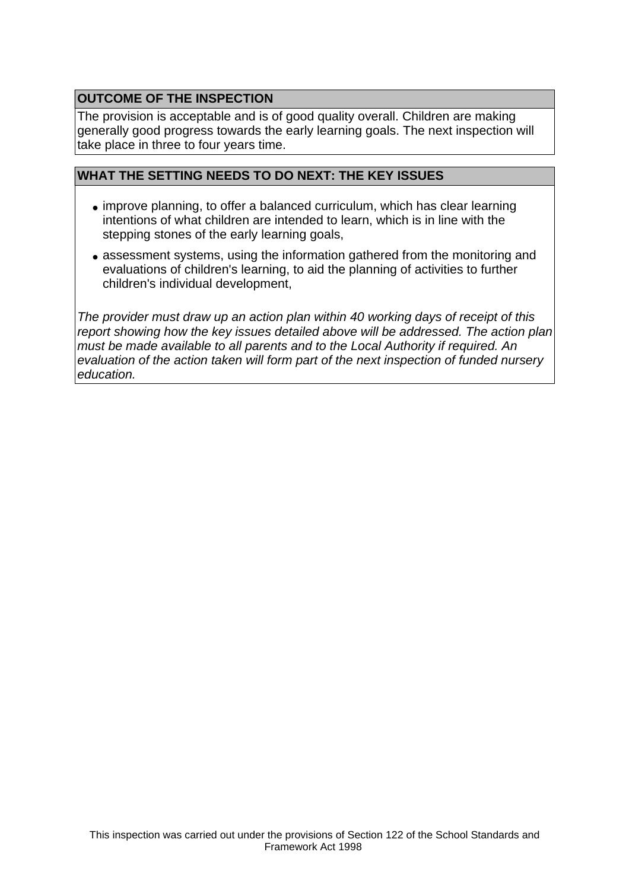## OUTCOME OF THE INSPECTION

The provision is acceptable and is of good quality overall. Children are making generally good progress towards the early learning goals. The next inspection will take place in three to four years time.

## WHAT THE SETTING NEEDS TO DO NEXT: THE KEY ISSUES

- improve planning, to offer a balanced curriculum, which has clear learning intentions of what children are intended to learn, which is in line with the stepping stones of the early learning goals,
- assessment systems, using the information gathered from the monitoring and evaluations of children's learning, to aid the planning of activities to further children's individual development,

*The provider must draw up an action plan within 40 working days of receipt of this report showing how the key issues detailed above will be addressed. The action plan must be made available to all parents and to the Local Authority if required. An evaluation of the action taken will form part of the next inspection of funded nursery education.*

This inspection was carried out under the provisions of Section 122 of the School Standards and Framework Act 1998